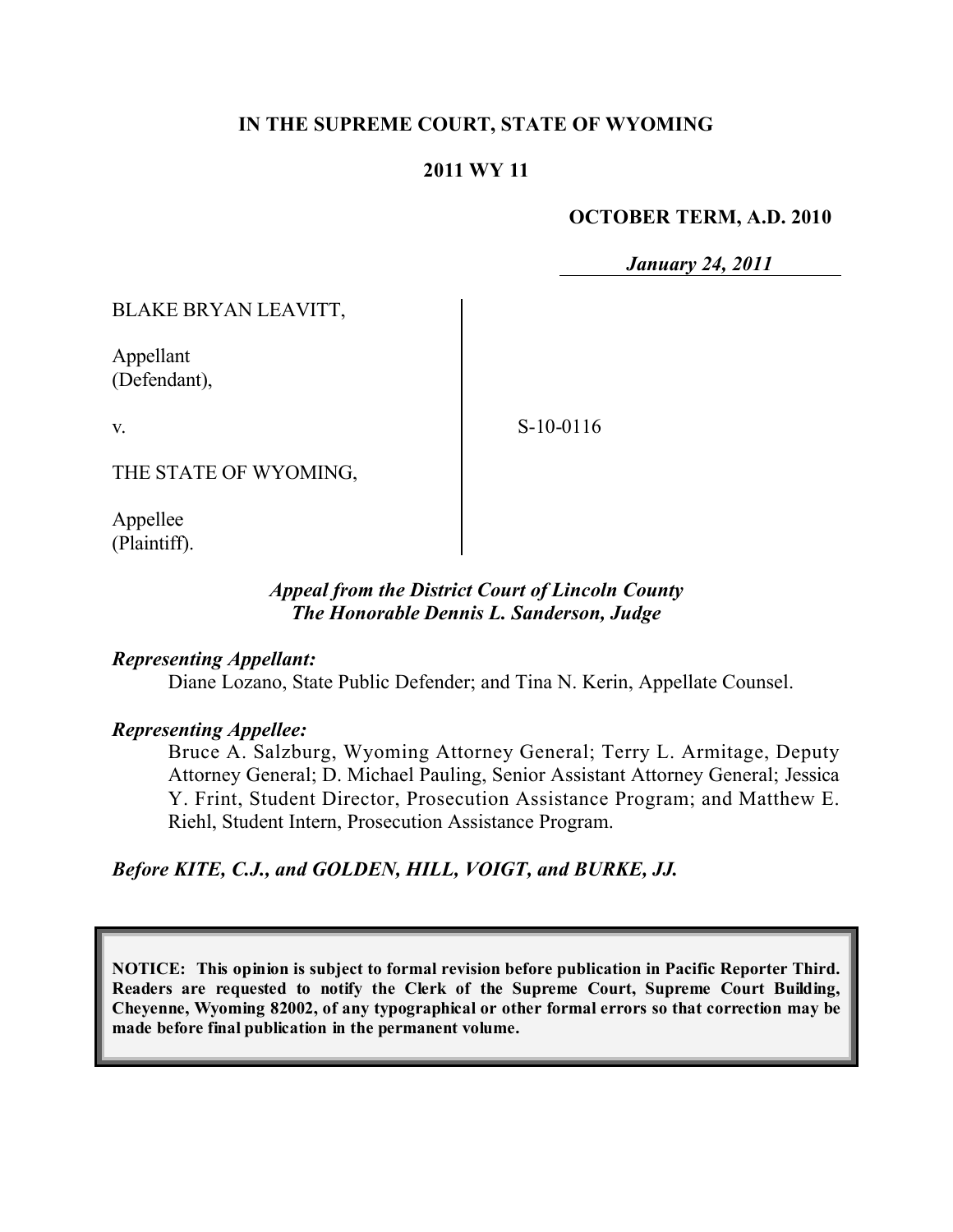**IN THE SUPREME COURT, STATE OF WYOMING**

**2011 WY 11**

**OCTOBER TERM, A.D. 2010**

*January 24, 2011*

BLAKE BRYAN LEAVITT,

Appellant
(Defendant),

v.

THE STATE OF WYOMING,

Appellee
(Plaintiff).

S-10-0116

*Appeal from the District Court of Lincoln County*
*The Honorable Dennis L. Sanderson, Judge*

***Representing Appellant:***

Diane Lozano, State Public Defender; and Tina N. Kerin, Appellate Counsel.

***Representing Appellee:***

Bruce A. Salzburg, Wyoming Attorney General; Terry L. Armitage, Deputy Attorney General; D. Michael Pauling, Senior Assistant Attorney General; Jessica Y. Frint, Student Director, Prosecution Assistance Program; and Matthew E. Riehl, Student Intern, Prosecution Assistance Program.

***Before KITE, C.J., and GOLDEN, HILL, VOIGT, and BURKE, JJ.***

**NOTICE: This opinion is subject to formal revision before publication in Pacific Reporter Third. Readers are requested to notify the Clerk of the Supreme Court, Supreme Court Building, Cheyenne, Wyoming 82002, of any typographical or other formal errors so that correction may be made before final publication in the permanent volume.**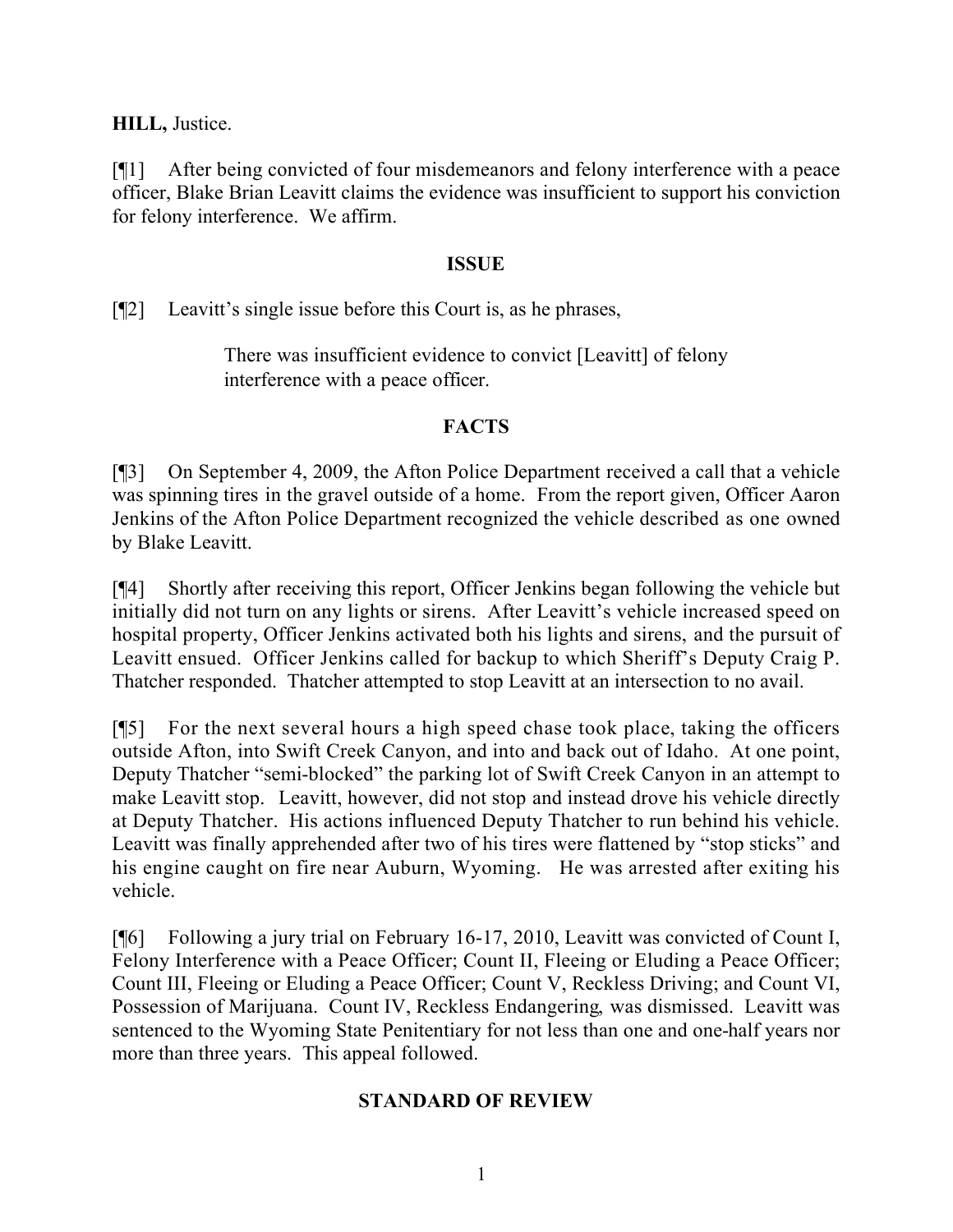**HILL,** Justice.

[¶1] After being convicted of four misdemeanors and felony interference with a peace officer, Blake Brian Leavitt claims the evidence was insufficient to support his conviction for felony interference. We affirm.

## ISSUE

[¶2] Leavitt's single issue before this Court is, as he phrases,

> There was insufficient evidence to convict [Leavitt] of felony interference with a peace officer.

## FACTS

[¶3] On September 4, 2009, the Afton Police Department received a call that a vehicle was spinning tires in the gravel outside of a home. From the report given, Officer Aaron Jenkins of the Afton Police Department recognized the vehicle described as one owned by Blake Leavitt.

[¶4] Shortly after receiving this report, Officer Jenkins began following the vehicle but initially did not turn on any lights or sirens. After Leavitt's vehicle increased speed on hospital property, Officer Jenkins activated both his lights and sirens, and the pursuit of Leavitt ensued. Officer Jenkins called for backup to which Sheriff's Deputy Craig P. Thatcher responded. Thatcher attempted to stop Leavitt at an intersection to no avail.

[¶5] For the next several hours a high speed chase took place, taking the officers outside Afton, into Swift Creek Canyon, and into and back out of Idaho. At one point, Deputy Thatcher "semi-blocked" the parking lot of Swift Creek Canyon in an attempt to make Leavitt stop. Leavitt, however, did not stop and instead drove his vehicle directly at Deputy Thatcher. His actions influenced Deputy Thatcher to run behind his vehicle. Leavitt was finally apprehended after two of his tires were flattened by "stop sticks" and his engine caught on fire near Auburn, Wyoming. He was arrested after exiting his vehicle.

[¶6] Following a jury trial on February 16-17, 2010, Leavitt was convicted of Count I, Felony Interference with a Peace Officer; Count II, Fleeing or Eluding a Peace Officer; Count III, Fleeing or Eluding a Peace Officer; Count V, Reckless Driving; and Count VI, Possession of Marijuana. Count IV, Reckless Endangering, was dismissed. Leavitt was sentenced to the Wyoming State Penitentiary for not less than one and one-half years nor more than three years. This appeal followed.

## STANDARD OF REVIEW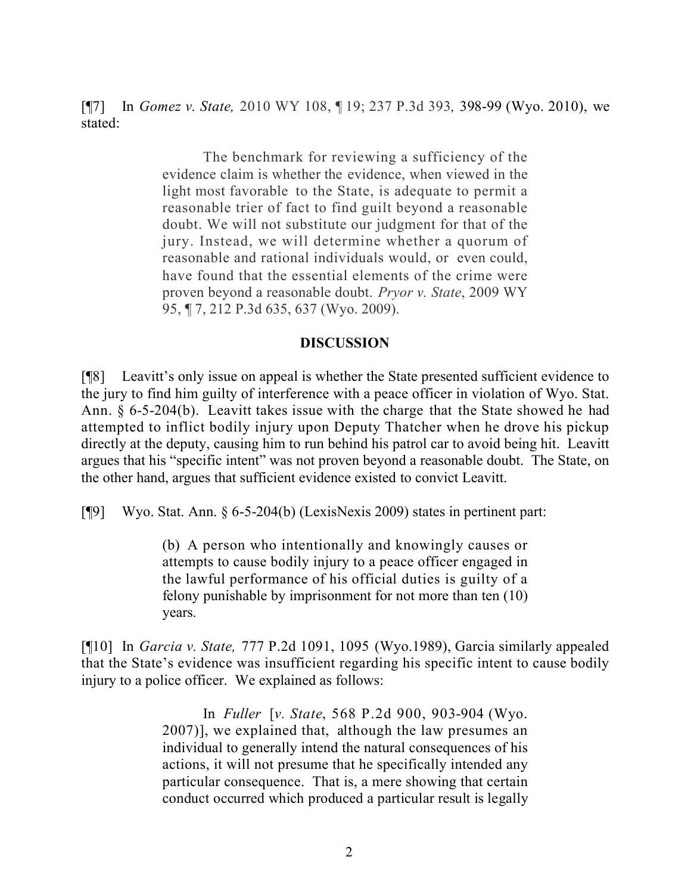[¶7] In *Gomez v. State,* 2010 WY 108, ¶ 19; 237 P.3d 393*,* 398-99 (Wyo. 2010), we stated:

> The benchmark for reviewing a sufficiency of the evidence claim is whether the evidence, when viewed in the light most favorable to the State, is adequate to permit a reasonable trier of fact to find guilt beyond a reasonable doubt. We will not substitute our judgment for that of the jury. Instead, we will determine whether a quorum of reasonable and rational individuals would, or even could, have found that the essential elements of the crime were proven beyond a reasonable doubt. *Pryor v. State*, 2009 WY 95, ¶ 7, 212 P.3d 635, 637 (Wyo. 2009).

## DISCUSSION

[¶8] Leavitt's only issue on appeal is whether the State presented sufficient evidence to the jury to find him guilty of interference with a peace officer in violation of Wyo. Stat. Ann. § 6-5-204(b). Leavitt takes issue with the charge that the State showed he had attempted to inflict bodily injury upon Deputy Thatcher when he drove his pickup directly at the deputy, causing him to run behind his patrol car to avoid being hit. Leavitt argues that his "specific intent" was not proven beyond a reasonable doubt. The State, on the other hand, argues that sufficient evidence existed to convict Leavitt.

[¶9] Wyo. Stat. Ann. § 6-5-204(b) (LexisNexis 2009) states in pertinent part:

> (b) A person who intentionally and knowingly causes or attempts to cause bodily injury to a peace officer engaged in the lawful performance of his official duties is guilty of a felony punishable by imprisonment for not more than ten (10) years.

[¶10] In *Garcia v. State,* 777 P.2d 1091, 1095 (Wyo.1989), Garcia similarly appealed that the State's evidence was insufficient regarding his specific intent to cause bodily injury to a police officer. We explained as follows:

> In *Fuller* [*v. State*, 568 P.2d 900, 903-904 (Wyo. 2007)], we explained that, although the law presumes an individual to generally intend the natural consequences of his actions, it will not presume that he specifically intended any particular consequence. That is, a mere showing that certain conduct occurred which produced a particular result is legally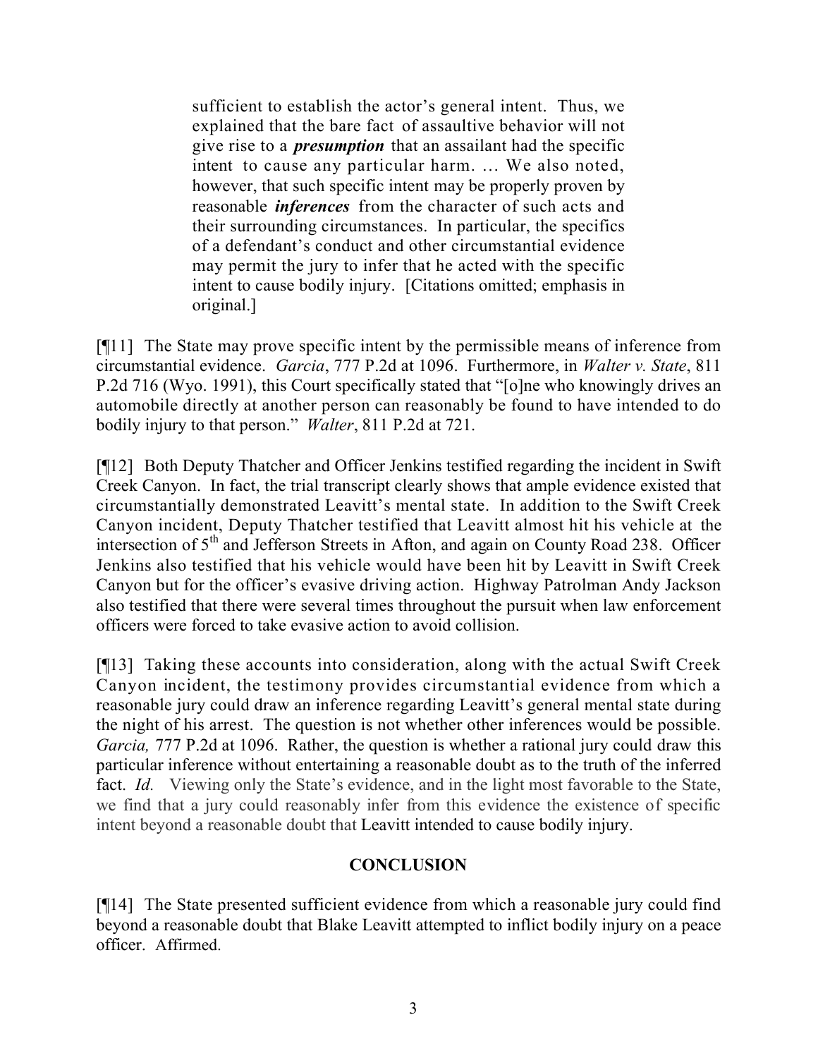> sufficient to establish the actor's general intent. Thus, we explained that the bare fact of assaultive behavior will not give rise to a ***presumption*** that an assailant had the specific intent to cause any particular harm. … We also noted, however, that such specific intent may be properly proven by reasonable ***inferences*** from the character of such acts and their surrounding circumstances. In particular, the specifics of a defendant's conduct and other circumstantial evidence may permit the jury to infer that he acted with the specific intent to cause bodily injury. [Citations omitted; emphasis in original.]

[¶11] The State may prove specific intent by the permissible means of inference from circumstantial evidence. *Garcia*, 777 P.2d at 1096. Furthermore, in *Walter v. State*, 811 P.2d 716 (Wyo. 1991), this Court specifically stated that "[o]ne who knowingly drives an automobile directly at another person can reasonably be found to have intended to do bodily injury to that person." *Walter*, 811 P.2d at 721.

[¶12] Both Deputy Thatcher and Officer Jenkins testified regarding the incident in Swift Creek Canyon. In fact, the trial transcript clearly shows that ample evidence existed that circumstantially demonstrated Leavitt's mental state. In addition to the Swift Creek Canyon incident, Deputy Thatcher testified that Leavitt almost hit his vehicle at the intersection of 5th and Jefferson Streets in Afton, and again on County Road 238. Officer Jenkins also testified that his vehicle would have been hit by Leavitt in Swift Creek Canyon but for the officer's evasive driving action. Highway Patrolman Andy Jackson also testified that there were several times throughout the pursuit when law enforcement officers were forced to take evasive action to avoid collision.

[¶13] Taking these accounts into consideration, along with the actual Swift Creek Canyon incident, the testimony provides circumstantial evidence from which a reasonable jury could draw an inference regarding Leavitt's general mental state during the night of his arrest. The question is not whether other inferences would be possible. *Garcia,* 777 P.2d at 1096. Rather, the question is whether a rational jury could draw this particular inference without entertaining a reasonable doubt as to the truth of the inferred fact. *Id.* Viewing only the State's evidence, and in the light most favorable to the State, we find that a jury could reasonably infer from this evidence the existence of specific intent beyond a reasonable doubt that Leavitt intended to cause bodily injury.

## CONCLUSION

[¶14] The State presented sufficient evidence from which a reasonable jury could find beyond a reasonable doubt that Blake Leavitt attempted to inflict bodily injury on a peace officer. Affirmed.